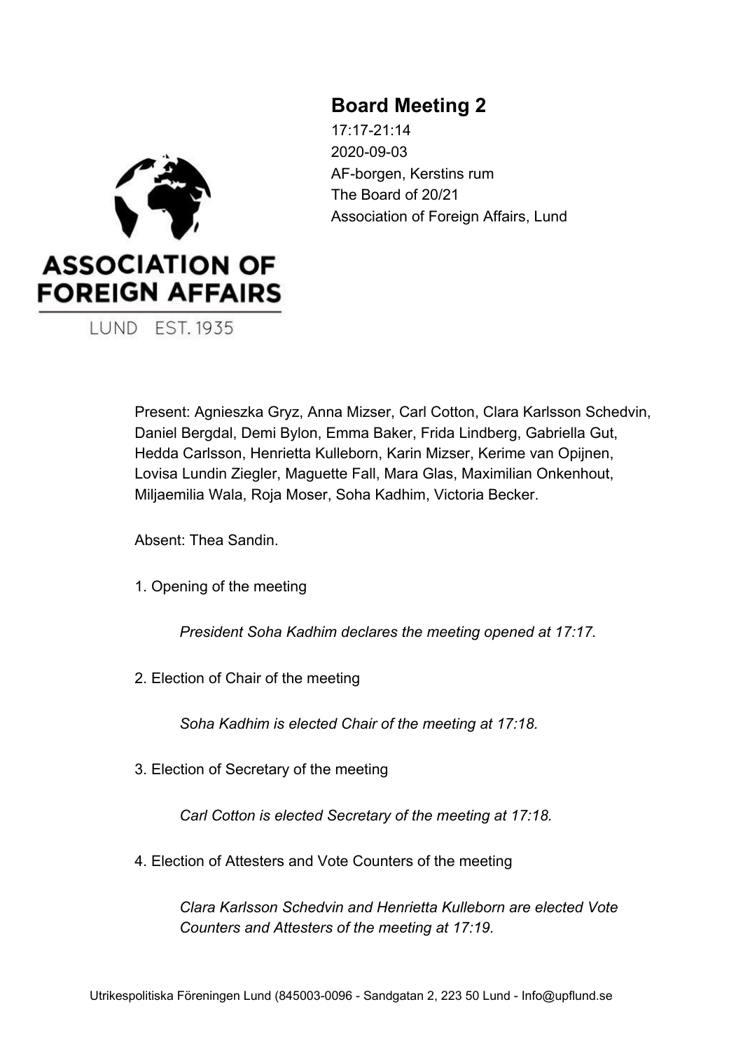# Board Meeting 2

17:17-21:14
2020-09-03
AF-borgen, Kerstins rum
The Board of 20/21
Association of Foreign Affairs, Lund

ASSOCIATION OF FOREIGN AFFAIRS
LUND EST. 1935

Present: Agnieszka Gryz, Anna Mizser, Carl Cotton, Clara Karlsson Schedvin, Daniel Bergdal, Demi Bylon, Emma Baker, Frida Lindberg, Gabriella Gut, Hedda Carlsson, Henrietta Kulleborn, Karin Mizser, Kerime van Opijnen, Lovisa Lundin Ziegler, Maguette Fall, Mara Glas, Maximilian Onkenhout, Miljaemilia Wala, Roja Moser, Soha Kadhim, Victoria Becker.

Absent: Thea Sandin.

1. Opening of the meeting

*President Soha Kadhim declares the meeting opened at 17:17.*

2. Election of Chair of the meeting

*Soha Kadhim is elected Chair of the meeting at 17:18.*

3. Election of Secretary of the meeting

*Carl Cotton is elected Secretary of the meeting at 17:18.*

4. Election of Attesters and Vote Counters of the meeting

*Clara Karlsson Schedvin and Henrietta Kulleborn are elected Vote Counters and Attesters of the meeting at 17:19.*

Utrikespolitiska Föreningen Lund (845003-0096 - Sandgatan 2, 223 50 Lund - Info@upflund.se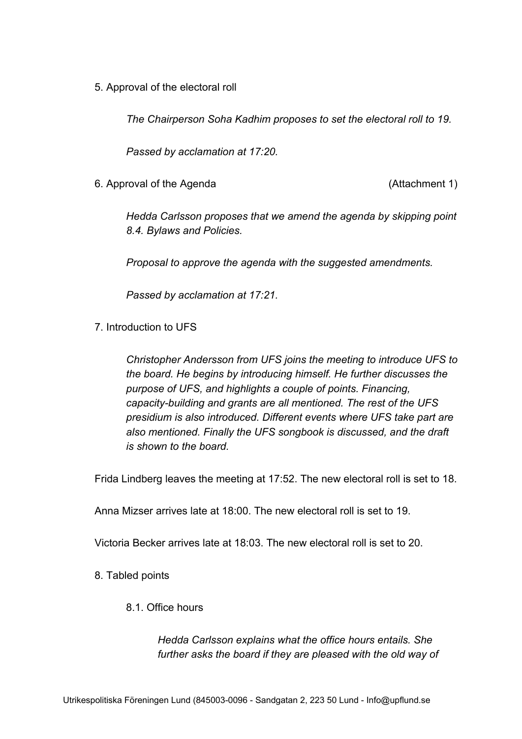5. Approval of the electoral roll

*The Chairperson Soha Kadhim proposes to set the electoral roll to 19.*

*Passed by acclamation at 17:20.*

6. Approval of the Agenda (Attachment 1)

*Hedda Carlsson proposes that we amend the agenda by skipping point 8.4. Bylaws and Policies.*

*Proposal to approve the agenda with the suggested amendments.*

*Passed by acclamation at 17:21.*

7. Introduction to UFS

*Christopher Andersson from UFS joins the meeting to introduce UFS to the board. He begins by introducing himself. He further discusses the purpose of UFS, and highlights a couple of points. Financing, capacity-building and grants are all mentioned. The rest of the UFS presidium is also introduced. Different events where UFS take part are also mentioned. Finally the UFS songbook is discussed, and the draft is shown to the board.*

Frida Lindberg leaves the meeting at 17:52. The new electoral roll is set to 18.

Anna Mizser arrives late at 18:00. The new electoral roll is set to 19.

Victoria Becker arrives late at 18:03. The new electoral roll is set to 20.

8. Tabled points

8.1. Office hours

*Hedda Carlsson explains what the office hours entails. She further asks the board if they are pleased with the old way of*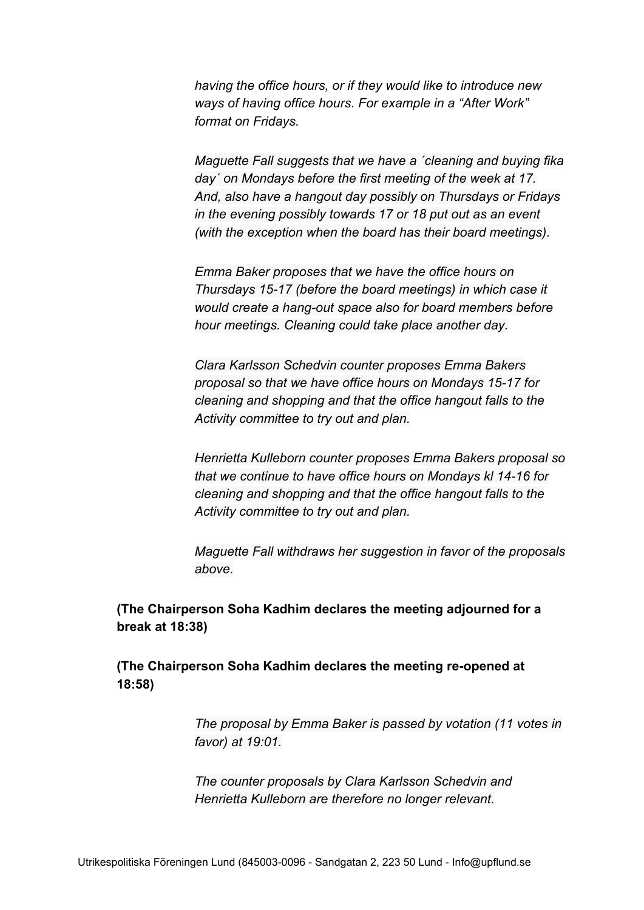*having the office hours, or if they would like to introduce new ways of having office hours. For example in a “After Work” format on Fridays.*

*Maguette Fall suggests that we have a ´cleaning and buying fika day´ on Mondays before the first meeting of the week at 17. And, also have a hangout day possibly on Thursdays or Fridays in the evening possibly towards 17 or 18 put out as an event (with the exception when the board has their board meetings).*

*Emma Baker proposes that we have the office hours on Thursdays 15-17 (before the board meetings) in which case it would create a hang-out space also for board members before hour meetings. Cleaning could take place another day.*

*Clara Karlsson Schedvin counter proposes Emma Bakers proposal so that we have office hours on Mondays 15-17 for cleaning and shopping and that the office hangout falls to the Activity committee to try out and plan.*

*Henrietta Kulleborn counter proposes Emma Bakers proposal so that we continue to have office hours on Mondays kl 14-16 for cleaning and shopping and that the office hangout falls to the Activity committee to try out and plan.*

*Maguette Fall withdraws her suggestion in favor of the proposals above.*

**(The Chairperson Soha Kadhim declares the meeting adjourned for a break at 18:38)**

**(The Chairperson Soha Kadhim declares the meeting re-opened at 18:58)**

*The proposal by Emma Baker is passed by votation (11 votes in favor) at 19:01.*

*The counter proposals by Clara Karlsson Schedvin and Henrietta Kulleborn are therefore no longer relevant.*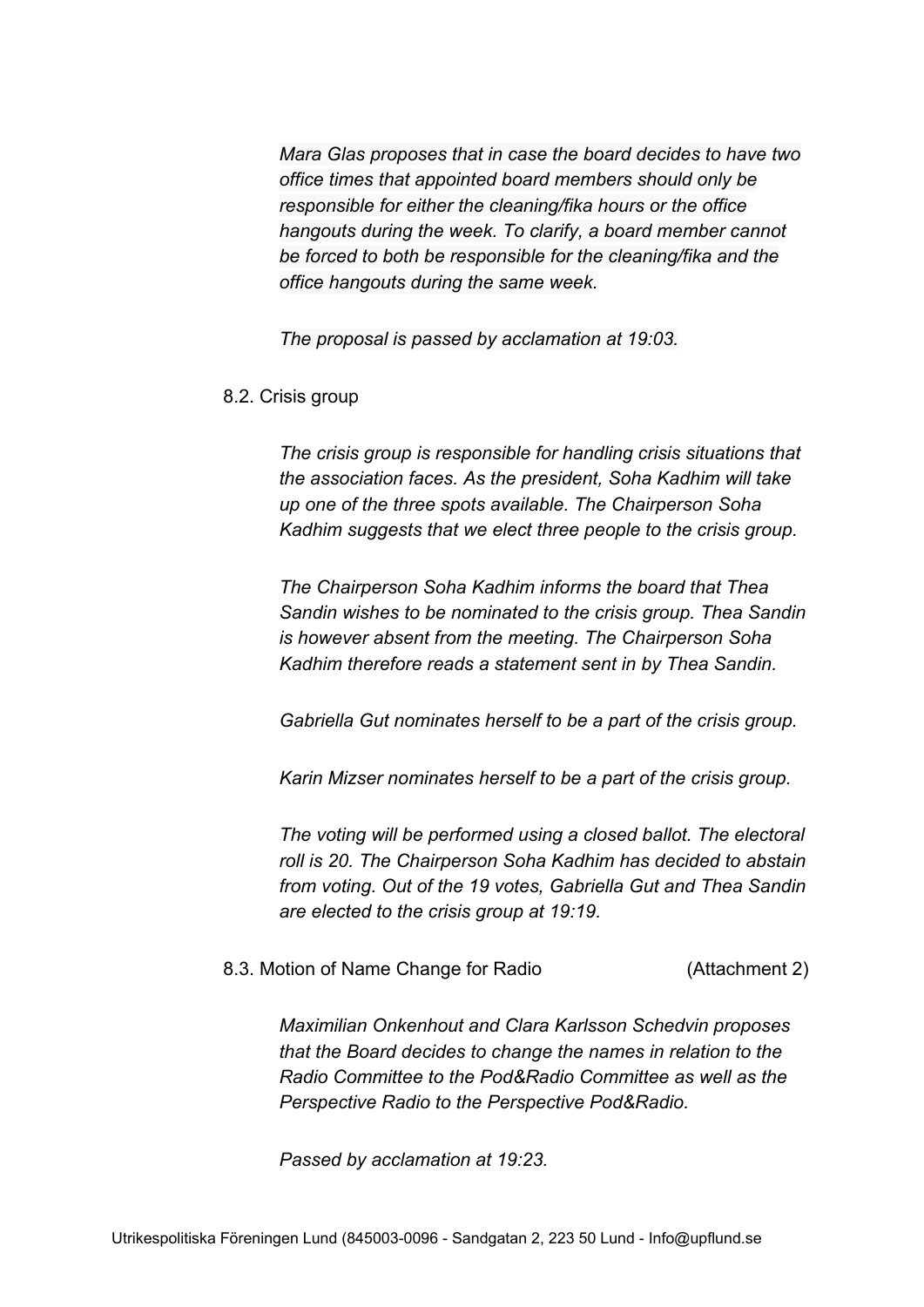*Mara Glas proposes that in case the board decides to have two office times that appointed board members should only be responsible for either the cleaning/fika hours or the office hangouts during the week. To clarify, a board member cannot be forced to both be responsible for the cleaning/fika and the office hangouts during the same week.*

*The proposal is passed by acclamation at 19:03.*

8.2. Crisis group

*The crisis group is responsible for handling crisis situations that the association faces. As the president, Soha Kadhim will take up one of the three spots available. The Chairperson Soha Kadhim suggests that we elect three people to the crisis group.*

*The Chairperson Soha Kadhim informs the board that Thea Sandin wishes to be nominated to the crisis group. Thea Sandin is however absent from the meeting. The Chairperson Soha Kadhim therefore reads a statement sent in by Thea Sandin.*

*Gabriella Gut nominates herself to be a part of the crisis group.*

*Karin Mizser nominates herself to be a part of the crisis group.*

*The voting will be performed using a closed ballot. The electoral roll is 20. The Chairperson Soha Kadhim has decided to abstain from voting. Out of the 19 votes, Gabriella Gut and Thea Sandin are elected to the crisis group at 19:19.*

8.3. Motion of Name Change for Radio (Attachment 2)

*Maximilian Onkenhout and Clara Karlsson Schedvin proposes that the Board decides to change the names in relation to the Radio Committee to the Pod&Radio Committee as well as the Perspective Radio to the Perspective Pod&Radio.*

*Passed by acclamation at 19:23.*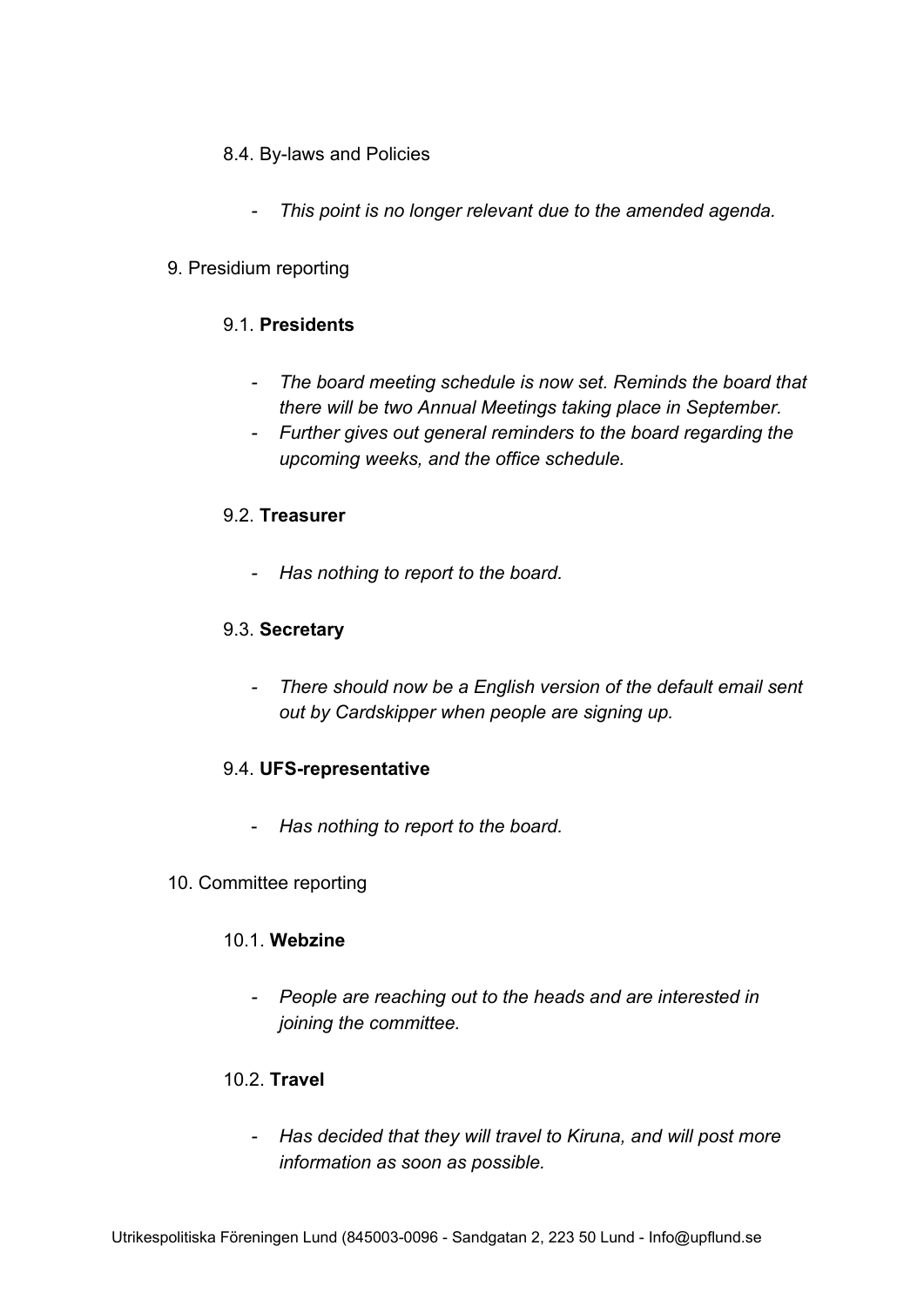8.4. By-laws and Policies

- *This point is no longer relevant due to the amended agenda.*

9. Presidium reporting

9.1. **Presidents**

- *The board meeting schedule is now set. Reminds the board that there will be two Annual Meetings taking place in September.*
- *Further gives out general reminders to the board regarding the upcoming weeks, and the office schedule.*

9.2. **Treasurer**

- *Has nothing to report to the board.*

9.3. **Secretary**

- *There should now be a English version of the default email sent out by Cardskipper when people are signing up.*

9.4. **UFS-representative**

- *Has nothing to report to the board.*

10. Committee reporting

10.1. **Webzine**

- *People are reaching out to the heads and are interested in joining the committee.*

10.2. **Travel**

- *Has decided that they will travel to Kiruna, and will post more information as soon as possible.*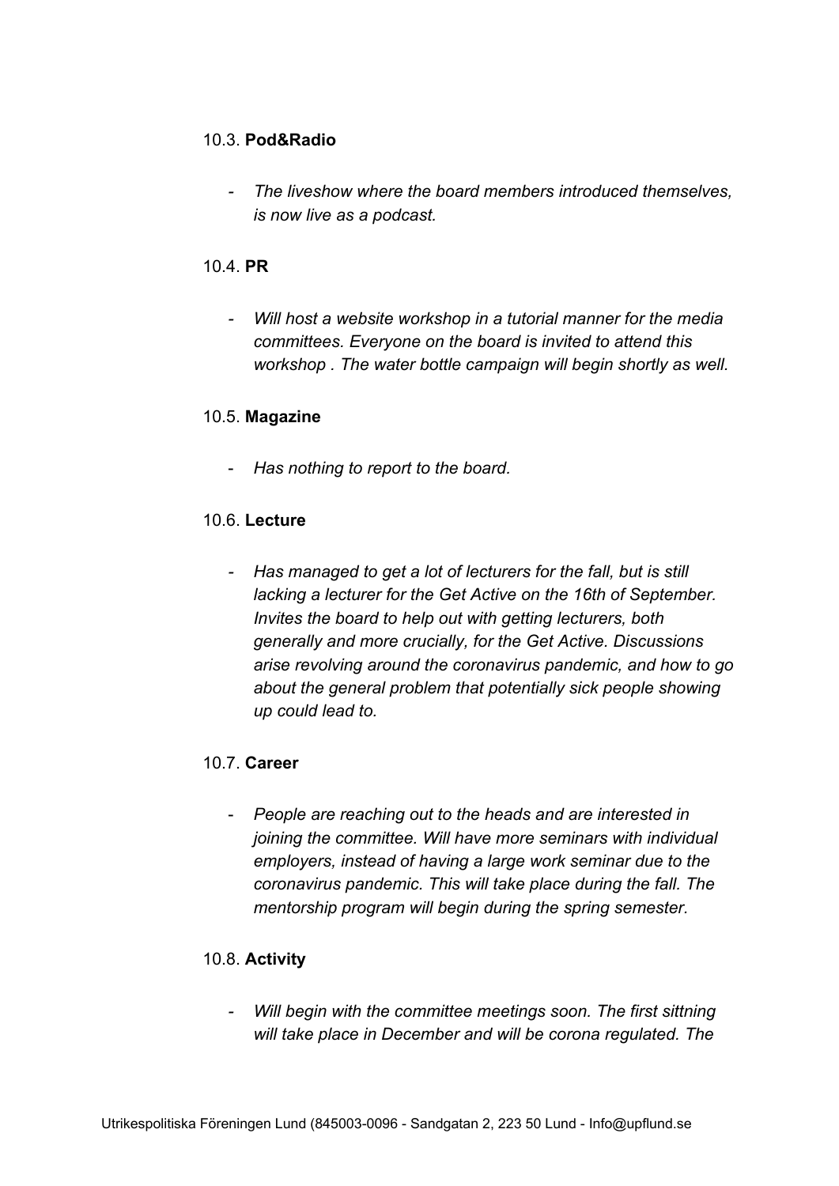10.3. **Pod&Radio**

- *The liveshow where the board members introduced themselves, is now live as a podcast.*

10.4. **PR**

- *Will host a website workshop in a tutorial manner for the media committees. Everyone on the board is invited to attend this workshop . The water bottle campaign will begin shortly as well.*

10.5. **Magazine**

- *Has nothing to report to the board.*

10.6. **Lecture**

- *Has managed to get a lot of lecturers for the fall, but is still lacking a lecturer for the Get Active on the 16th of September. Invites the board to help out with getting lecturers, both generally and more crucially, for the Get Active. Discussions arise revolving around the coronavirus pandemic, and how to go about the general problem that potentially sick people showing up could lead to.*

10.7. **Career**

- *People are reaching out to the heads and are interested in joining the committee. Will have more seminars with individual employers, instead of having a large work seminar due to the coronavirus pandemic. This will take place during the fall. The mentorship program will begin during the spring semester.*

10.8. **Activity**

- *Will begin with the committee meetings soon. The first sittning will take place in December and will be corona regulated. The*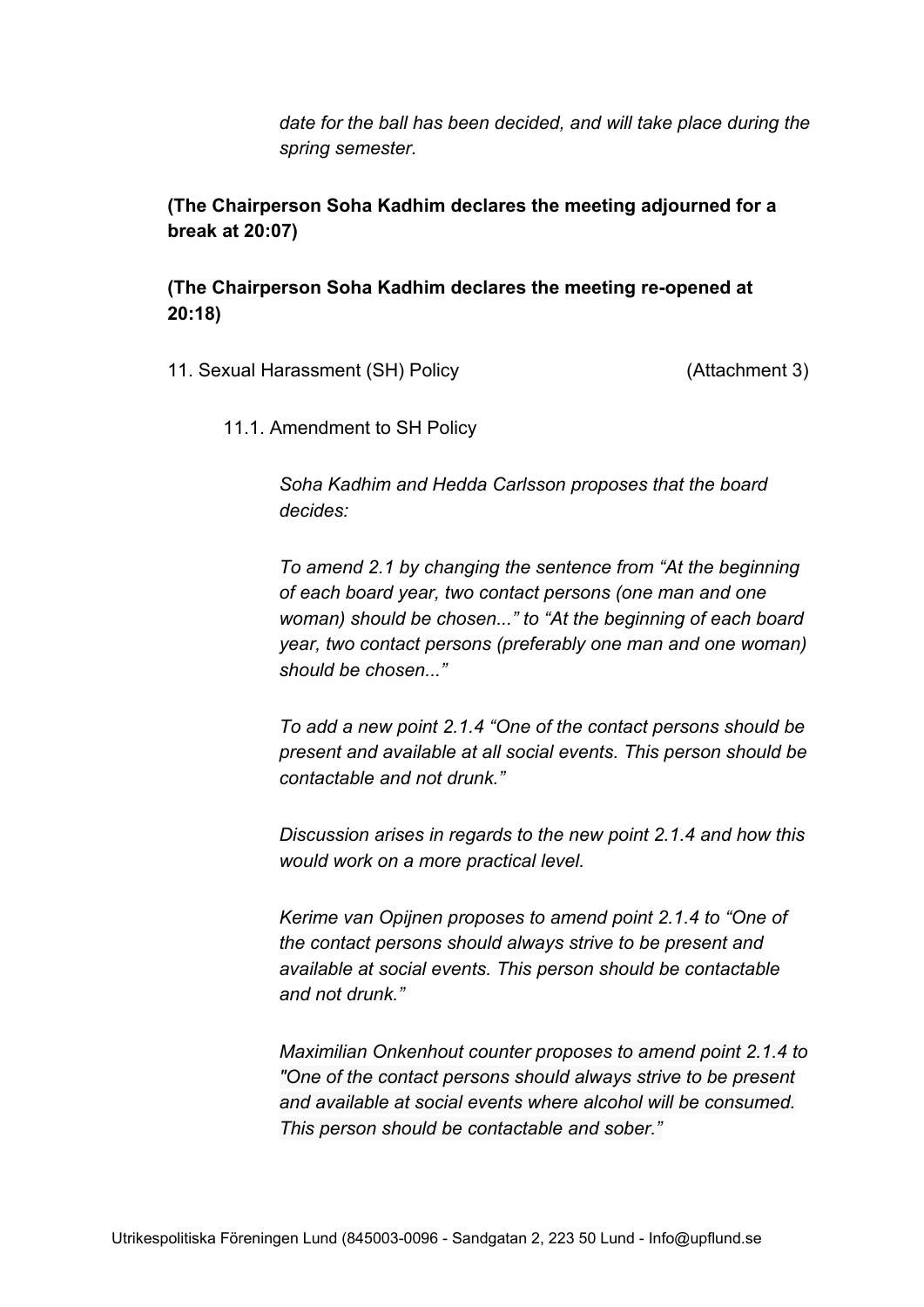*date for the ball has been decided, and will take place during the spring semester.*

**(The Chairperson Soha Kadhim declares the meeting adjourned for a break at 20:07)**

**(The Chairperson Soha Kadhim declares the meeting re-opened at 20:18)**

11. Sexual Harassment (SH) Policy (Attachment 3)

11.1. Amendment to SH Policy

*Soha Kadhim and Hedda Carlsson proposes that the board decides:*

*To amend 2.1 by changing the sentence from "At the beginning of each board year, two contact persons (one man and one woman) should be chosen..." to "At the beginning of each board year, two contact persons (preferably one man and one woman) should be chosen..."*

*To add a new point 2.1.4 "One of the contact persons should be present and available at all social events. This person should be contactable and not drunk."*

*Discussion arises in regards to the new point 2.1.4 and how this would work on a more practical level.*

*Kerime van Opijnen proposes to amend point 2.1.4 to "One of the contact persons should always strive to be present and available at social events. This person should be contactable and not drunk."*

*Maximilian Onkenhout counter proposes to amend point 2.1.4 to "One of the contact persons should always strive to be present and available at social events where alcohol will be consumed. This person should be contactable and sober."*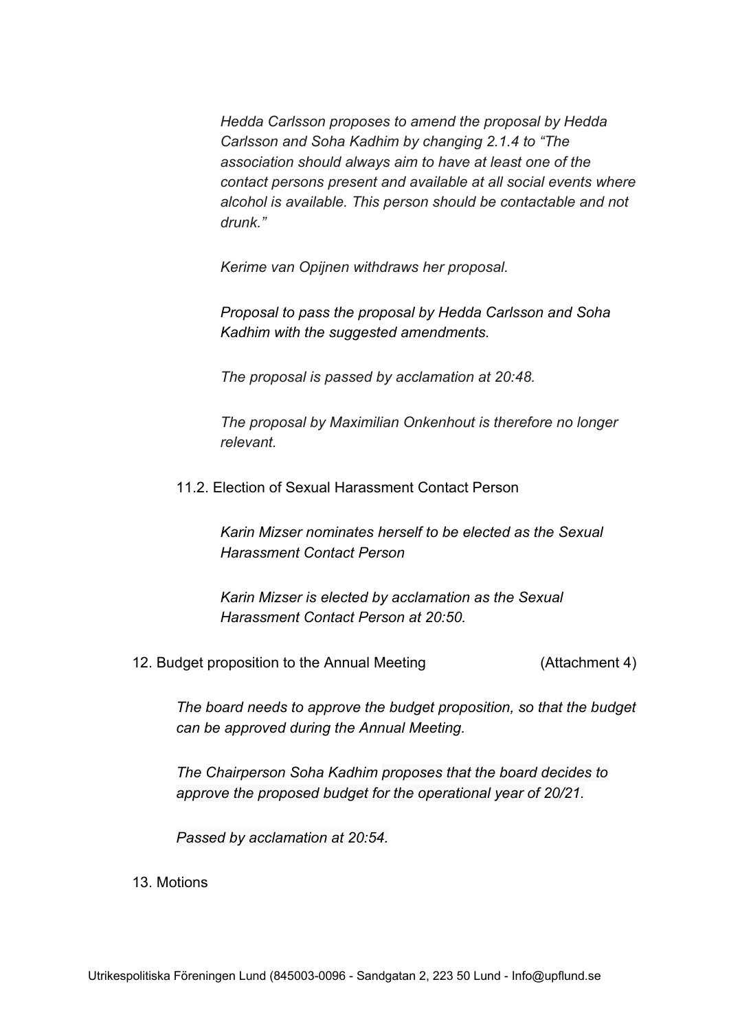*Hedda Carlsson proposes to amend the proposal by Hedda Carlsson and Soha Kadhim by changing 2.1.4 to "The association should always aim to have at least one of the contact persons present and available at all social events where alcohol is available. This person should be contactable and not drunk."*

*Kerime van Opijnen withdraws her proposal.*

*Proposal to pass the proposal by Hedda Carlsson and Soha Kadhim with the suggested amendments.*

*The proposal is passed by acclamation at 20:48.*

*The proposal by Maximilian Onkenhout is therefore no longer relevant.*

11.2. Election of Sexual Harassment Contact Person

*Karin Mizser nominates herself to be elected as the Sexual Harassment Contact Person*

*Karin Mizser is elected by acclamation as the Sexual Harassment Contact Person at 20:50.*

12. Budget proposition to the Annual Meeting (Attachment 4)

*The board needs to approve the budget proposition, so that the budget can be approved during the Annual Meeting.*

*The Chairperson Soha Kadhim proposes that the board decides to approve the proposed budget for the operational year of 20/21.*

*Passed by acclamation at 20:54.*

13. Motions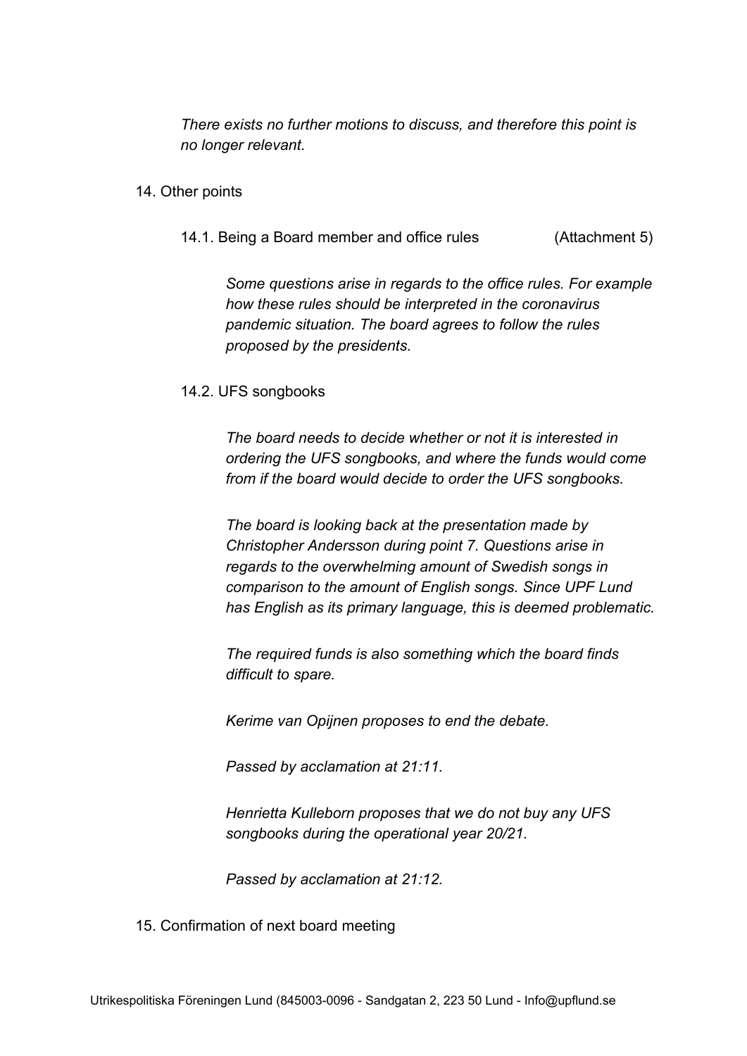*There exists no further motions to discuss, and therefore this point is no longer relevant.*

14. Other points

    14.1. Being a Board member and office rules (Attachment 5)

    *Some questions arise in regards to the office rules. For example how these rules should be interpreted in the coronavirus pandemic situation. The board agrees to follow the rules proposed by the presidents.*

    14.2. UFS songbooks

    *The board needs to decide whether or not it is interested in ordering the UFS songbooks, and where the funds would come from if the board would decide to order the UFS songbooks.*

    *The board is looking back at the presentation made by Christopher Andersson during point 7. Questions arise in regards to the overwhelming amount of Swedish songs in comparison to the amount of English songs. Since UPF Lund has English as its primary language, this is deemed problematic.*

    *The required funds is also something which the board finds difficult to spare.*

    *Kerime van Opijnen proposes to end the debate.*

    *Passed by acclamation at 21:11.*

    *Henrietta Kulleborn proposes that we do not buy any UFS songbooks during the operational year 20/21.*

    *Passed by acclamation at 21:12.*

15. Confirmation of next board meeting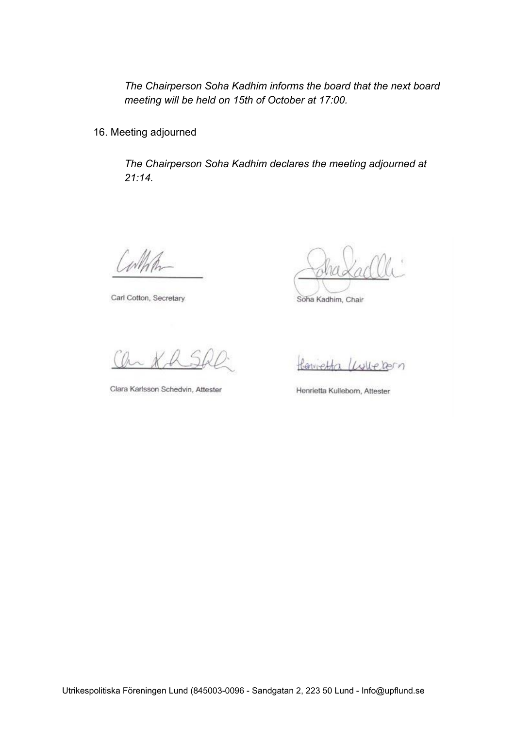*The Chairperson Soha Kadhim informs the board that the next board meeting will be held on 15th of October at 17:00.*

16. Meeting adjourned

*The Chairperson Soha Kadhim declares the meeting adjourned at 21:14.*

Carl Cotton, Secretary

Soha Kadhim, Chair

Clara Karlsson Schedvin, Attester

Henrietta Kulleborn, Attester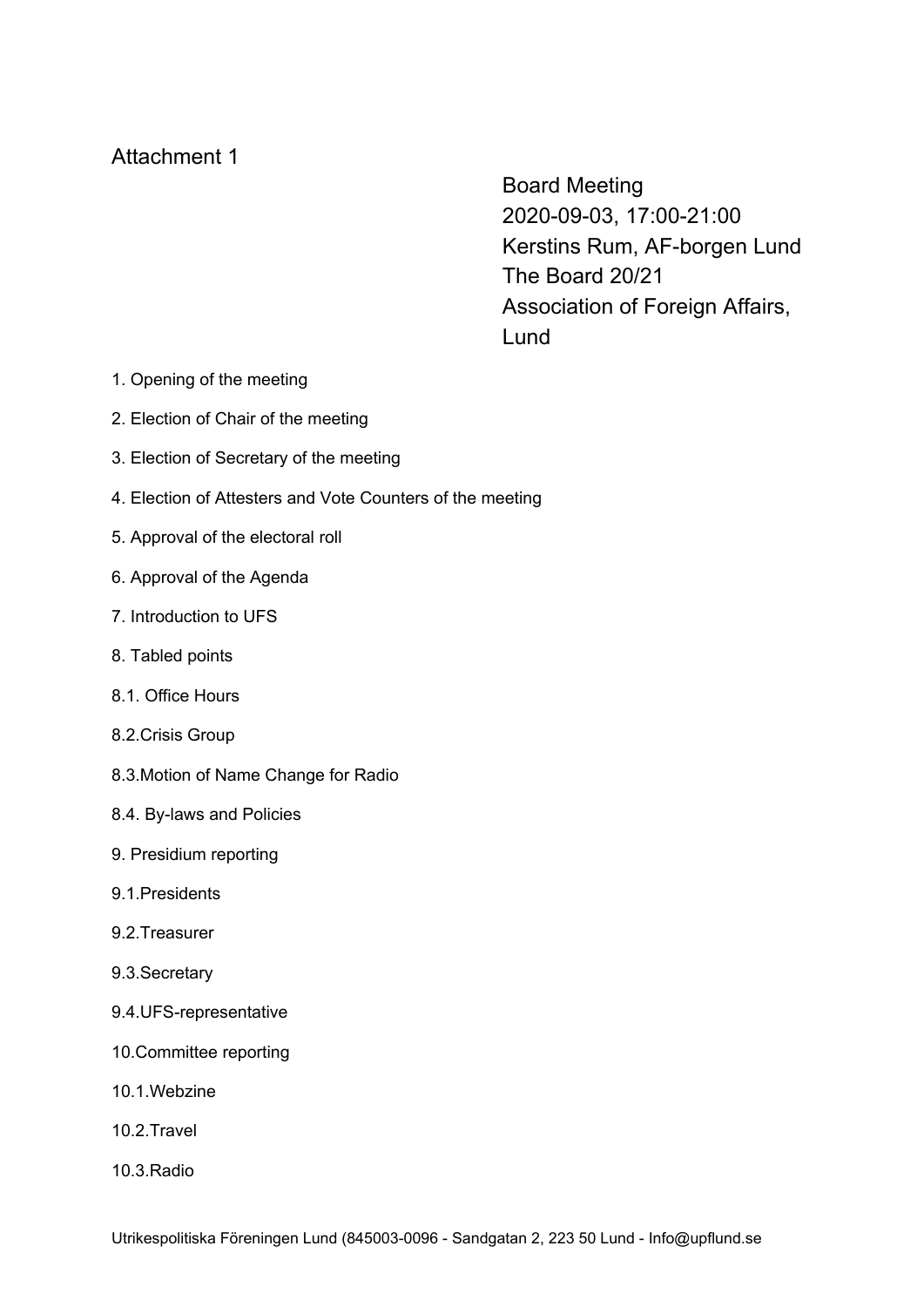Attachment 1

Board Meeting
2020-09-03, 17:00-21:00
Kerstins Rum, AF-borgen Lund
The Board 20/21
Association of Foreign Affairs, Lund

1. Opening of the meeting

2. Election of Chair of the meeting

3. Election of Secretary of the meeting

4. Election of Attesters and Vote Counters of the meeting

5. Approval of the electoral roll

6. Approval of the Agenda

7. Introduction to UFS

8. Tabled points

8.1. Office Hours

8.2.Crisis Group

8.3.Motion of Name Change for Radio

8.4. By-laws and Policies

9. Presidium reporting

9.1.Presidents

9.2.Treasurer

9.3.Secretary

9.4.UFS-representative

10.Committee reporting

10.1.Webzine

10.2.Travel

10.3.Radio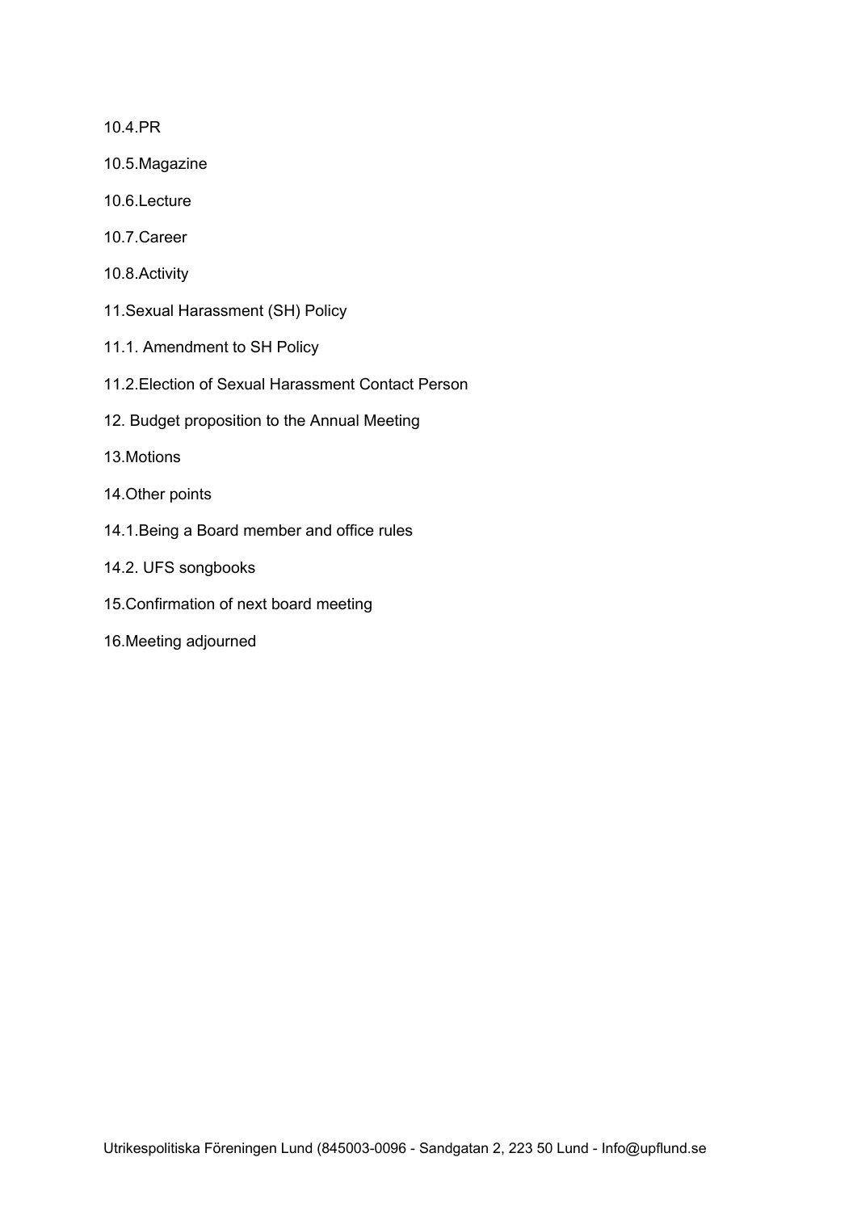10.4.PR

10.5.Magazine

10.6.Lecture

10.7.Career

10.8.Activity

11.Sexual Harassment (SH) Policy

11.1. Amendment to SH Policy

11.2.Election of Sexual Harassment Contact Person

12. Budget proposition to the Annual Meeting

13.Motions

14.Other points

14.1.Being a Board member and office rules

14.2. UFS songbooks

15.Confirmation of next board meeting

16.Meeting adjourned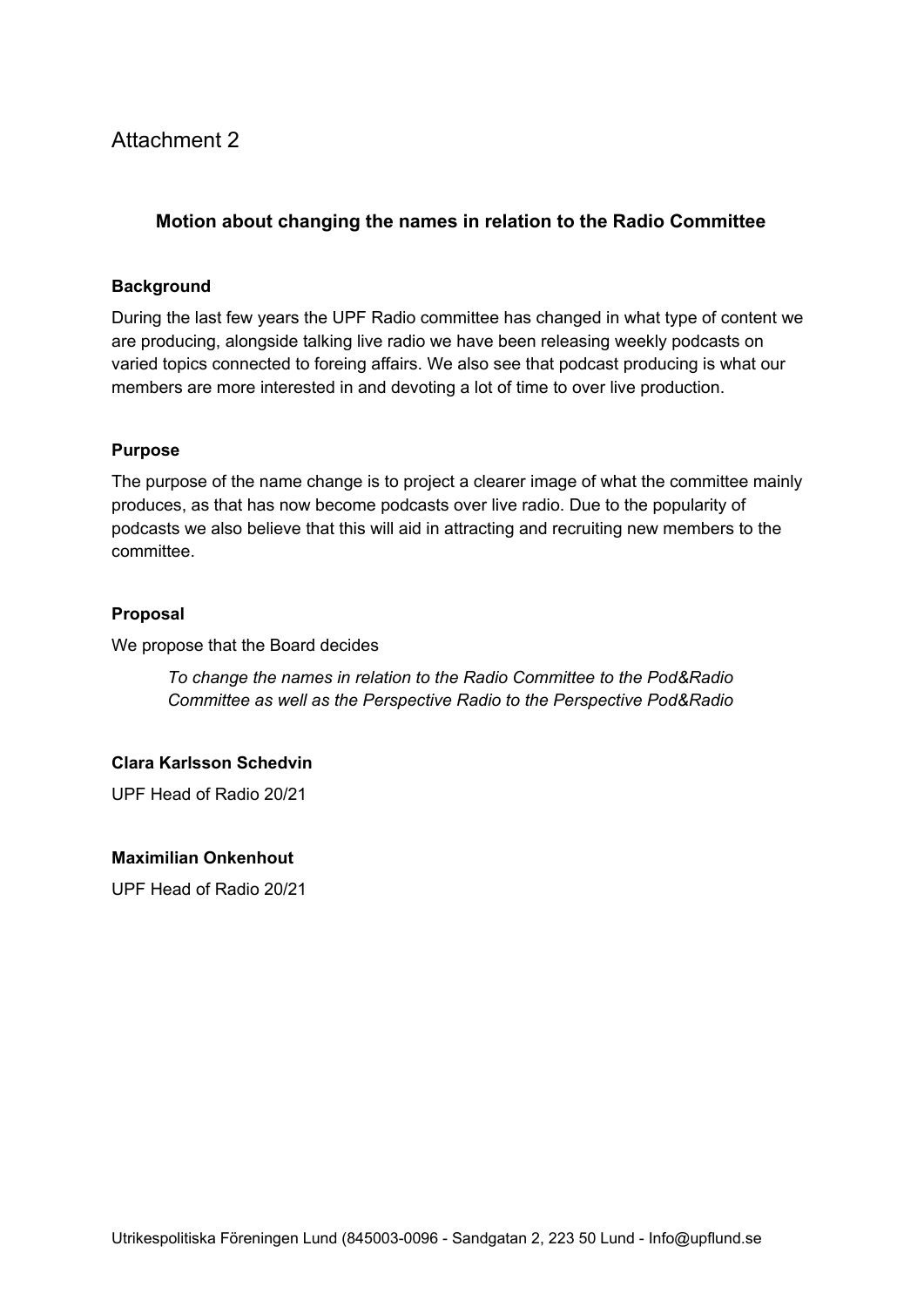Attachment 2

### Motion about changing the names in relation to the Radio Committee

**Background**

During the last few years the UPF Radio committee has changed in what type of content we are producing, alongside talking live radio we have been releasing weekly podcasts on varied topics connected to foreing affairs. We also see that podcast producing is what our members are more interested in and devoting a lot of time to over live production.

**Purpose**

The purpose of the name change is to project a clearer image of what the committee mainly produces, as that has now become podcasts over live radio. Due to the popularity of podcasts we also believe that this will aid in attracting and recruiting new members to the committee.

**Proposal**

We propose that the Board decides

> *To change the names in relation to the Radio Committee to the Pod&Radio Committee as well as the Perspective Radio to the Perspective Pod&Radio*

**Clara Karlsson Schedvin**

UPF Head of Radio 20/21

**Maximilian Onkenhout**

UPF Head of Radio 20/21

Utrikespolitiska Föreningen Lund (845003-0096 - Sandgatan 2, 223 50 Lund - Info@upflund.se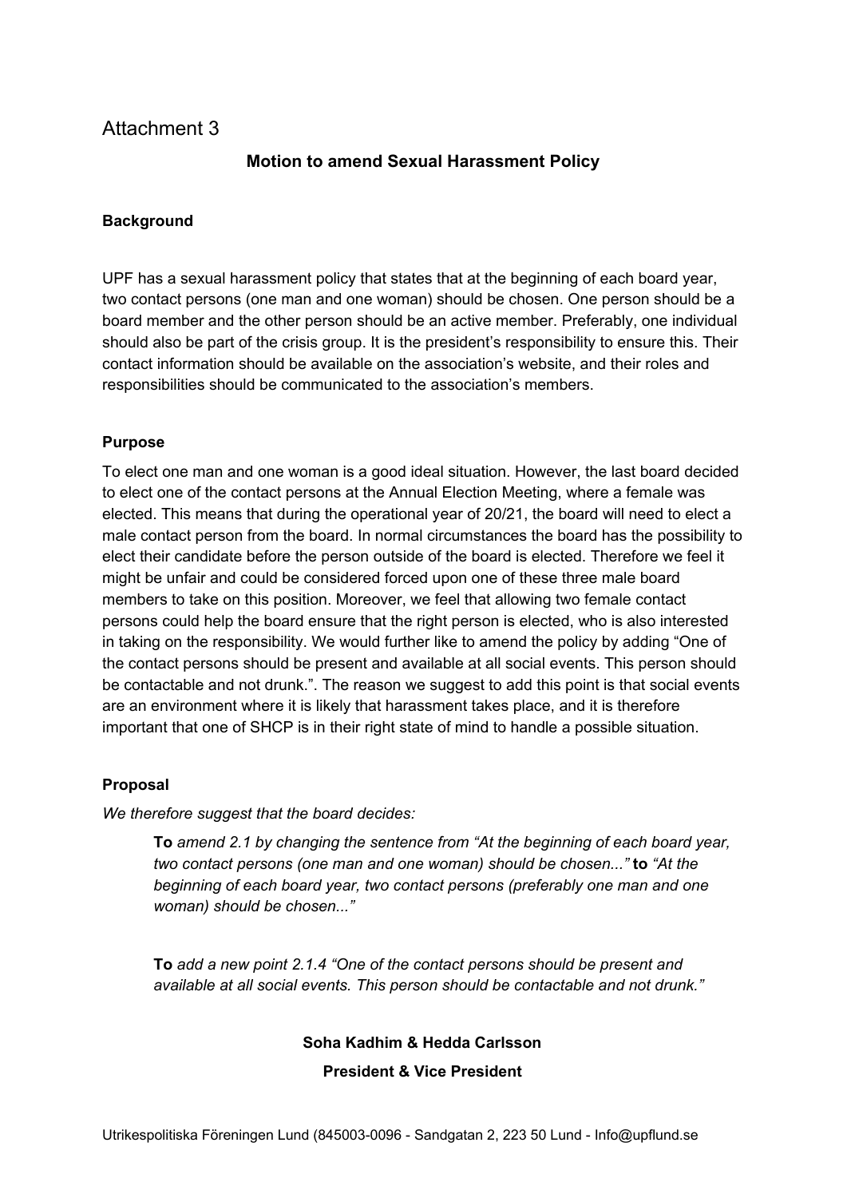Attachment 3

## Motion to amend Sexual Harassment Policy

**Background**

UPF has a sexual harassment policy that states that at the beginning of each board year, two contact persons (one man and one woman) should be chosen. One person should be a board member and the other person should be an active member. Preferably, one individual should also be part of the crisis group. It is the president's responsibility to ensure this. Their contact information should be available on the association's website, and their roles and responsibilities should be communicated to the association's members.

**Purpose**

To elect one man and one woman is a good ideal situation. However, the last board decided to elect one of the contact persons at the Annual Election Meeting, where a female was elected. This means that during the operational year of 20/21, the board will need to elect a male contact person from the board. In normal circumstances the board has the possibility to elect their candidate before the person outside of the board is elected. Therefore we feel it might be unfair and could be considered forced upon one of these three male board members to take on this position. Moreover, we feel that allowing two female contact persons could help the board ensure that the right person is elected, who is also interested in taking on the responsibility. We would further like to amend the policy by adding "One of the contact persons should be present and available at all social events. This person should be contactable and not drunk.". The reason we suggest to add this point is that social events are an environment where it is likely that harassment takes place, and it is therefore important that one of SHCP is in their right state of mind to handle a possible situation.

**Proposal**

*We therefore suggest that the board decides:*

> **To** *amend 2.1 by changing the sentence from "At the beginning of each board year, two contact persons (one man and one woman) should be chosen..."* **to** *"At the beginning of each board year, two contact persons (preferably one man and one woman) should be chosen..."*
>
> **To** *add a new point 2.1.4 "One of the contact persons should be present and available at all social events. This person should be contactable and not drunk."*

**Soha Kadhim & Hedda Carlsson**

**President & Vice President**

Utrikespolitiska Föreningen Lund (845003-0096 - Sandgatan 2, 223 50 Lund - Info@upflund.se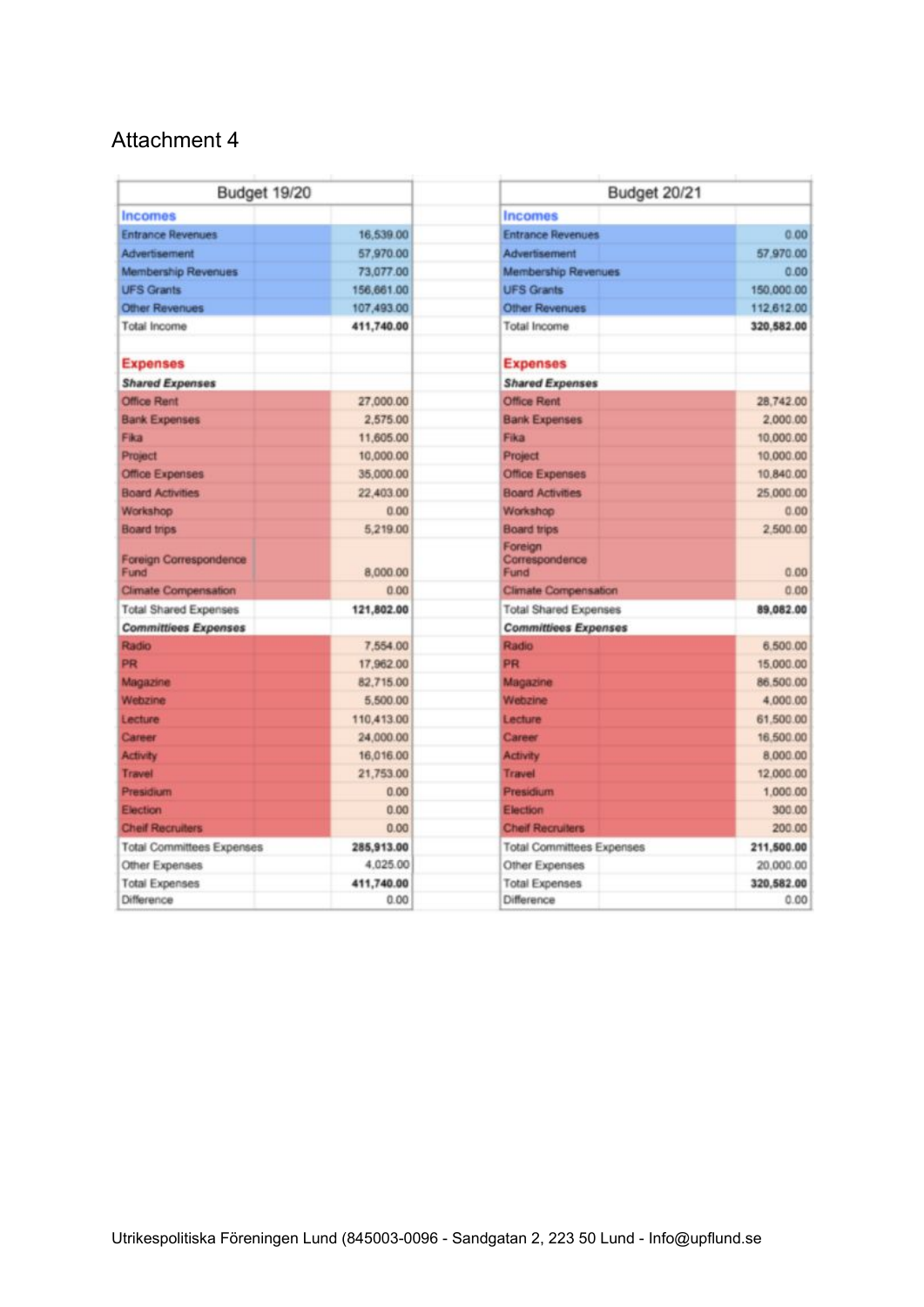Attachment 4

| Budget 19/20 | |
|---|---|
| **Incomes** | |
| Entrance Revenues | 16,539.00 |
| Advertisement | 57,970.00 |
| Membership Revenues | 73,077.00 |
| UFS Grants | 156,661.00 |
| Other Revenues | 107,493.00 |
| Total Income | **411,740.00** |
| | |
| **Expenses** | |
| ***Shared Expenses*** | |
| Office Rent | 27,000.00 |
| Bank Expenses | 2,575.00 |
| Fika | 11,605.00 |
| Project | 10,000.00 |
| Office Expenses | 35,000.00 |
| Board Activities | 22,403.00 |
| Workshop | 0.00 |
| Board trips | 5,219.00 |
| Foreign Correspondence Fund | 8,000.00 |
| Climate Compensation | 0.00 |
| Total Shared Expenses | **121,802.00** |
| ***Committiees Expenses*** | |
| Radio | 7,554.00 |
| PR | 17,962.00 |
| Magazine | 82,715.00 |
| Webzine | 5,500.00 |
| Lecture | 110,413.00 |
| Career | 24,000.00 |
| Activity | 16,016.00 |
| Travel | 21,753.00 |
| Presidium | 0.00 |
| Election | 0.00 |
| Cheif Recruiters | 0.00 |
| Total Committees Expenses | **285,913.00** |
| Other Expenses | 4,025.00 |
| Total Expenses | **411,740.00** |
| Difference | 0.00 |

| Budget 20/21 | |
|---|---|
| **Incomes** | |
| Entrance Revenues | 0.00 |
| Advertisement | 57,970.00 |
| Membership Revenues | 0.00 |
| UFS Grants | 150,000.00 |
| Other Revenues | 112,612.00 |
| Total Income | **320,582.00** |
| | |
| **Expenses** | |
| ***Shared Expenses*** | |
| Office Rent | 28,742.00 |
| Bank Expenses | 2,000.00 |
| Fika | 10,000.00 |
| Project | 10,000.00 |
| Office Expenses | 10,840.00 |
| Board Activities | 25,000.00 |
| Workshop | 0.00 |
| Board trips | 2,500.00 |
| Foreign Correspondence Fund | 0.00 |
| Climate Compensation | 0.00 |
| Total Shared Expenses | **89,082.00** |
| ***Committiees Expenses*** | |
| Radio | 6,500.00 |
| PR | 15,000.00 |
| Magazine | 86,500.00 |
| Webzine | 4,000.00 |
| Lecture | 61,500.00 |
| Career | 16,500.00 |
| Activity | 8,000.00 |
| Travel | 12,000.00 |
| Presidium | 1,000.00 |
| Election | 300.00 |
| Cheif Recruiters | 200.00 |
| Total Committees Expenses | **211,500.00** |
| Other Expenses | 20,000.00 |
| Total Expenses | **320,582.00** |
| Difference | 0.00 |

Utrikespolitiska Föreningen Lund (845003-0096 - Sandgatan 2, 223 50 Lund - Info@upflund.se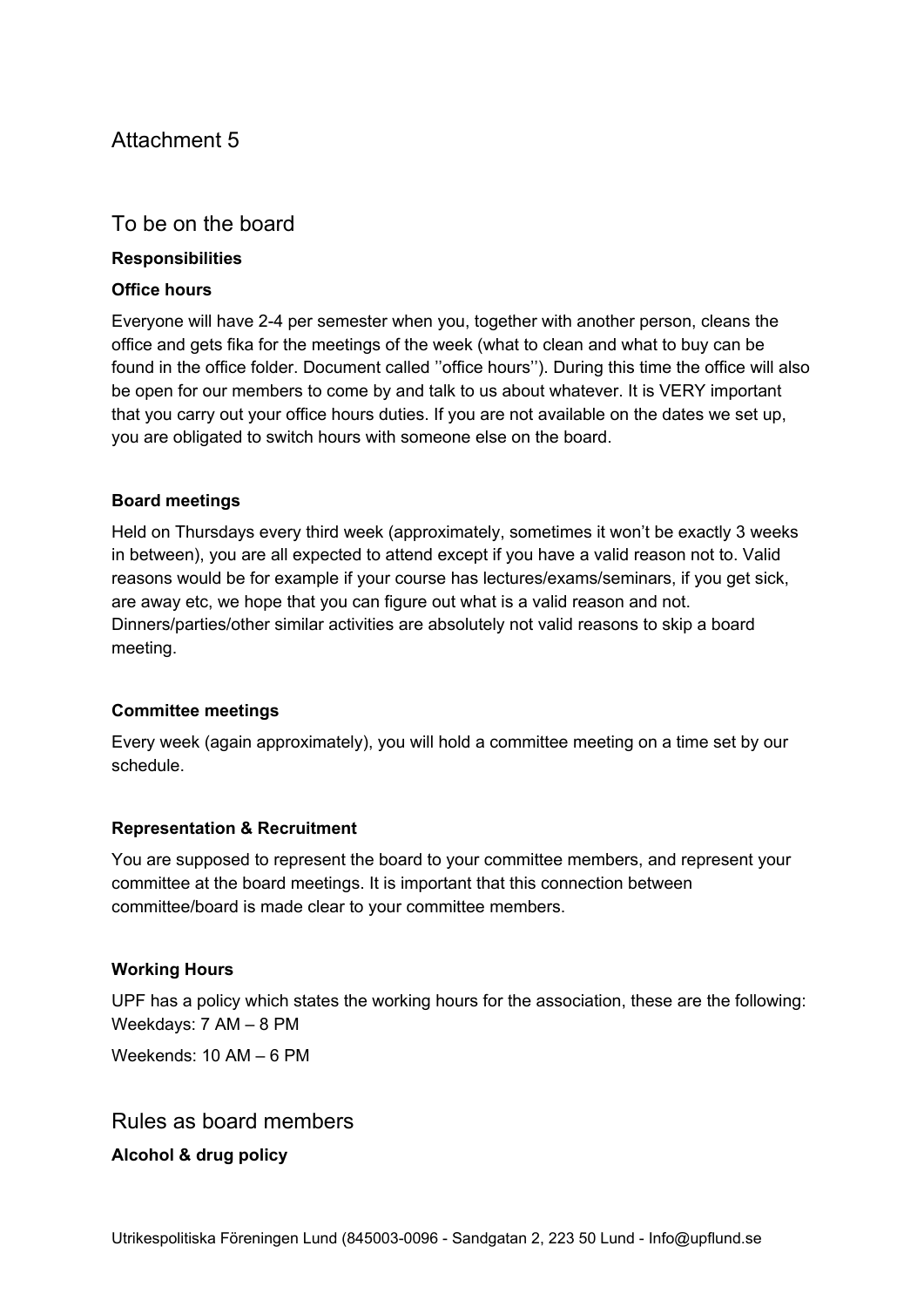# Attachment 5

## To be on the board

**Responsibilities**

**Office hours**

Everyone will have 2-4 per semester when you, together with another person, cleans the office and gets fika for the meetings of the week (what to clean and what to buy can be found in the office folder. Document called ''office hours''). During this time the office will also be open for our members to come by and talk to us about whatever. It is VERY important that you carry out your office hours duties. If you are not available on the dates we set up, you are obligated to switch hours with someone else on the board.

**Board meetings**

Held on Thursdays every third week (approximately, sometimes it won't be exactly 3 weeks in between), you are all expected to attend except if you have a valid reason not to. Valid reasons would be for example if your course has lectures/exams/seminars, if you get sick, are away etc, we hope that you can figure out what is a valid reason and not. Dinners/parties/other similar activities are absolutely not valid reasons to skip a board meeting.

**Committee meetings**

Every week (again approximately), you will hold a committee meeting on a time set by our schedule.

**Representation & Recruitment**

You are supposed to represent the board to your committee members, and represent your committee at the board meetings. It is important that this connection between committee/board is made clear to your committee members.

**Working Hours**

UPF has a policy which states the working hours for the association, these are the following:
Weekdays: 7 AM – 8 PM

Weekends: 10 AM – 6 PM

## Rules as board members

**Alcohol & drug policy**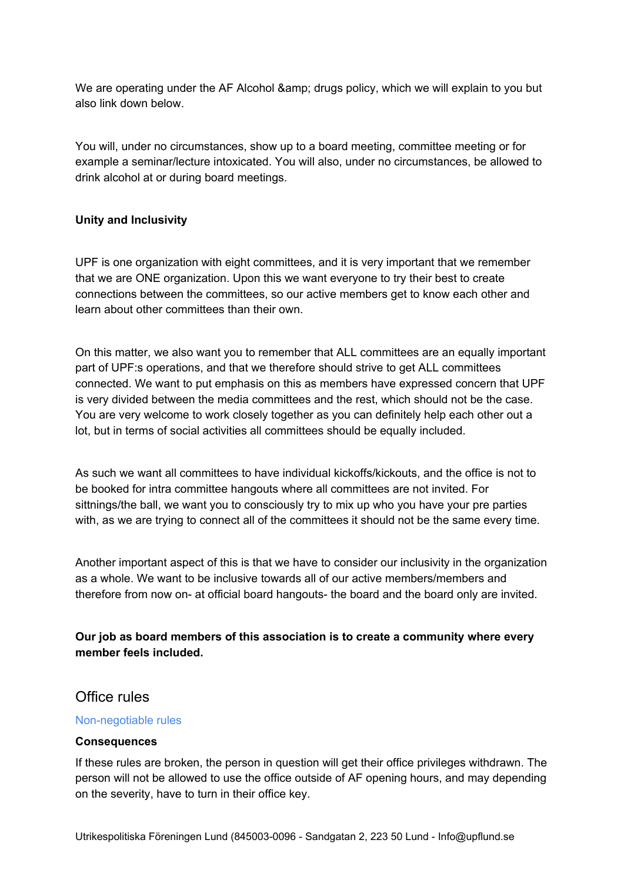We are operating under the AF Alcohol &amp; drugs policy, which we will explain to you but also link down below.

You will, under no circumstances, show up to a board meeting, committee meeting or for example a seminar/lecture intoxicated. You will also, under no circumstances, be allowed to drink alcohol at or during board meetings.

**Unity and Inclusivity**

UPF is one organization with eight committees, and it is very important that we remember that we are ONE organization. Upon this we want everyone to try their best to create connections between the committees, so our active members get to know each other and learn about other committees than their own.

On this matter, we also want you to remember that ALL committees are an equally important part of UPF:s operations, and that we therefore should strive to get ALL committees connected. We want to put emphasis on this as members have expressed concern that UPF is very divided between the media committees and the rest, which should not be the case. You are very welcome to work closely together as you can definitely help each other out a lot, but in terms of social activities all committees should be equally included.

As such we want all committees to have individual kickoffs/kickouts, and the office is not to be booked for intra committee hangouts where all committees are not invited. For sittnings/the ball, we want you to consciously try to mix up who you have your pre parties with, as we are trying to connect all of the committees it should not be the same every time.

Another important aspect of this is that we have to consider our inclusivity in the organization as a whole. We want to be inclusive towards all of our active members/members and therefore from now on- at official board hangouts- the board and the board only are invited.

**Our job as board members of this association is to create a community where every member feels included.**

## Office rules

### Non-negotiable rules

**Consequences**

If these rules are broken, the person in question will get their office privileges withdrawn. The person will not be allowed to use the office outside of AF opening hours, and may depending on the severity, have to turn in their office key.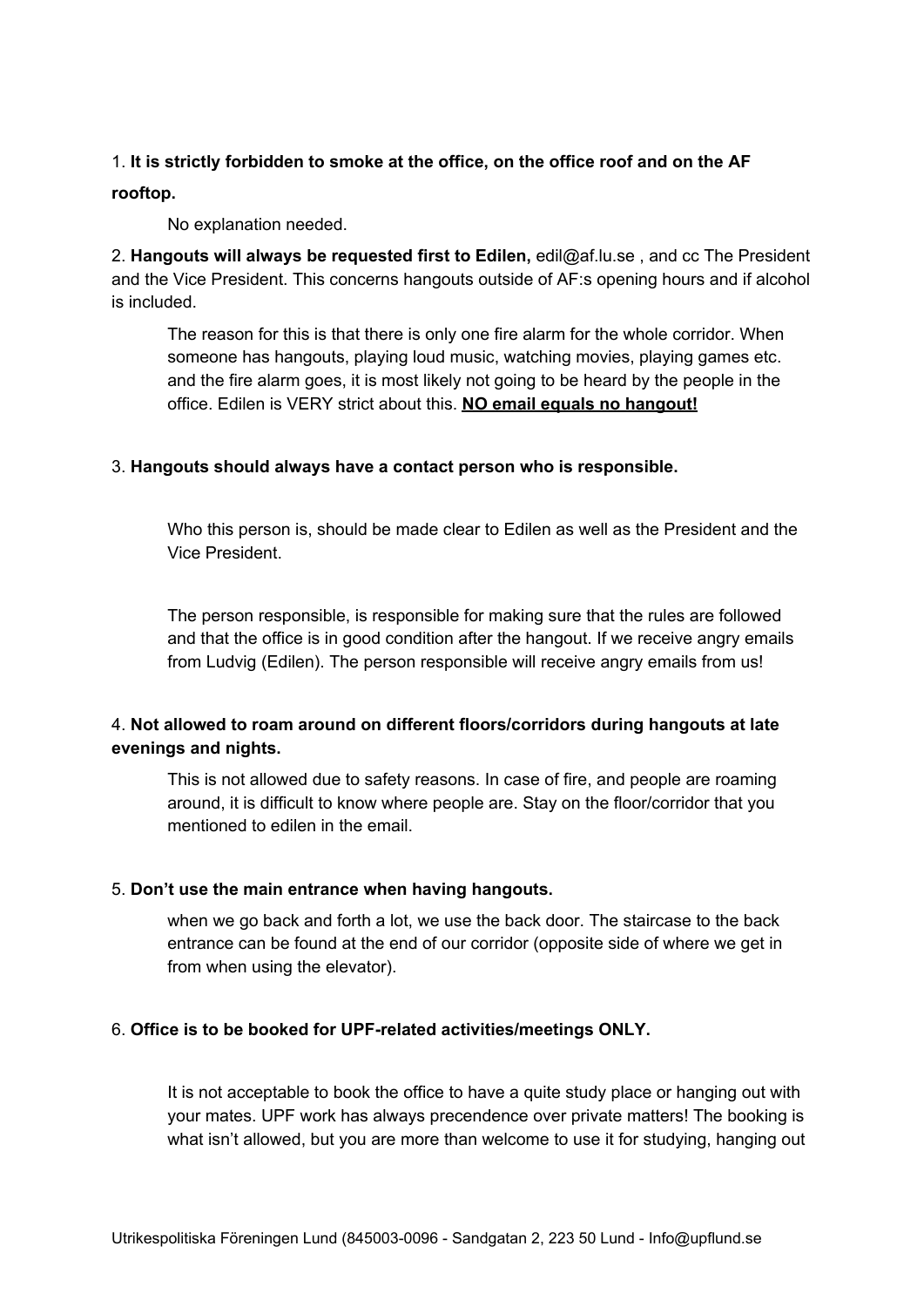1. **It is strictly forbidden to smoke at the office, on the office roof and on the AF rooftop.**

    No explanation needed.

2. **Hangouts will always be requested first to Edilen,** edil@af.lu.se , and cc The President and the Vice President. This concerns hangouts outside of AF:s opening hours and if alcohol is included.

    The reason for this is that there is only one fire alarm for the whole corridor. When someone has hangouts, playing loud music, watching movies, playing games etc. and the fire alarm goes, it is most likely not going to be heard by the people in the office. Edilen is VERY strict about this. **<u>NO email equals no hangout!</u>**

3. **Hangouts should always have a contact person who is responsible.**

    Who this person is, should be made clear to Edilen as well as the President and the Vice President.

    The person responsible, is responsible for making sure that the rules are followed and that the office is in good condition after the hangout. If we receive angry emails from Ludvig (Edilen). The person responsible will receive angry emails from us!

4. **Not allowed to roam around on different floors/corridors during hangouts at late evenings and nights.**

    This is not allowed due to safety reasons. In case of fire, and people are roaming around, it is difficult to know where people are. Stay on the floor/corridor that you mentioned to edilen in the email.

5. **Don't use the main entrance when having hangouts.**

    when we go back and forth a lot, we use the back door. The staircase to the back entrance can be found at the end of our corridor (opposite side of where we get in from when using the elevator).

6. **Office is to be booked for UPF-related activities/meetings ONLY.**

    It is not acceptable to book the office to have a quite study place or hanging out with your mates. UPF work has always precendence over private matters! The booking is what isn't allowed, but you are more than welcome to use it for studying, hanging out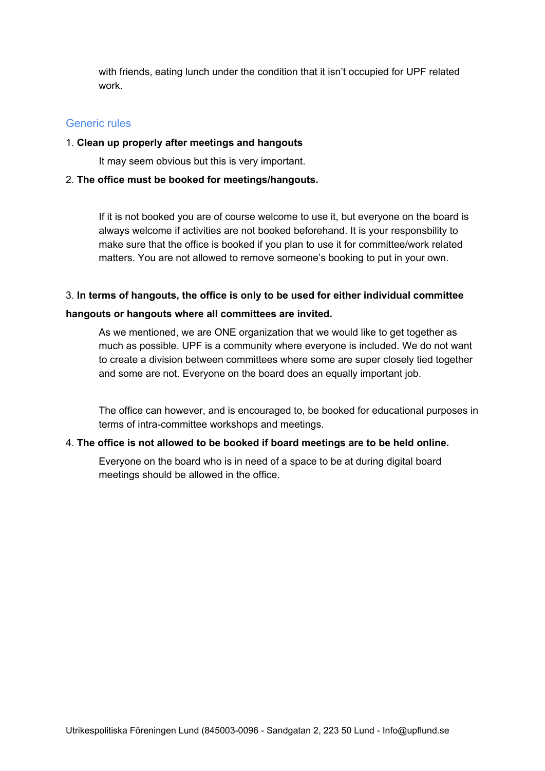with friends, eating lunch under the condition that it isn't occupied for UPF related work.

## Generic rules

1. **Clean up properly after meetings and hangouts**

   It may seem obvious but this is very important.

2. **The office must be booked for meetings/hangouts.**

   If it is not booked you are of course welcome to use it, but everyone on the board is always welcome if activities are not booked beforehand. It is your responsbility to make sure that the office is booked if you plan to use it for committee/work related matters. You are not allowed to remove someone's booking to put in your own.

3. **In terms of hangouts, the office is only to be used for either individual committee hangouts or hangouts where all committees are invited.**

   As we mentioned, we are ONE organization that we would like to get together as much as possible. UPF is a community where everyone is included. We do not want to create a division between committees where some are super closely tied together and some are not. Everyone on the board does an equally important job.

   The office can however, and is encouraged to, be booked for educational purposes in terms of intra-committee workshops and meetings.

4. **The office is not allowed to be booked if board meetings are to be held online.**

   Everyone on the board who is in need of a space to be at during digital board meetings should be allowed in the office.